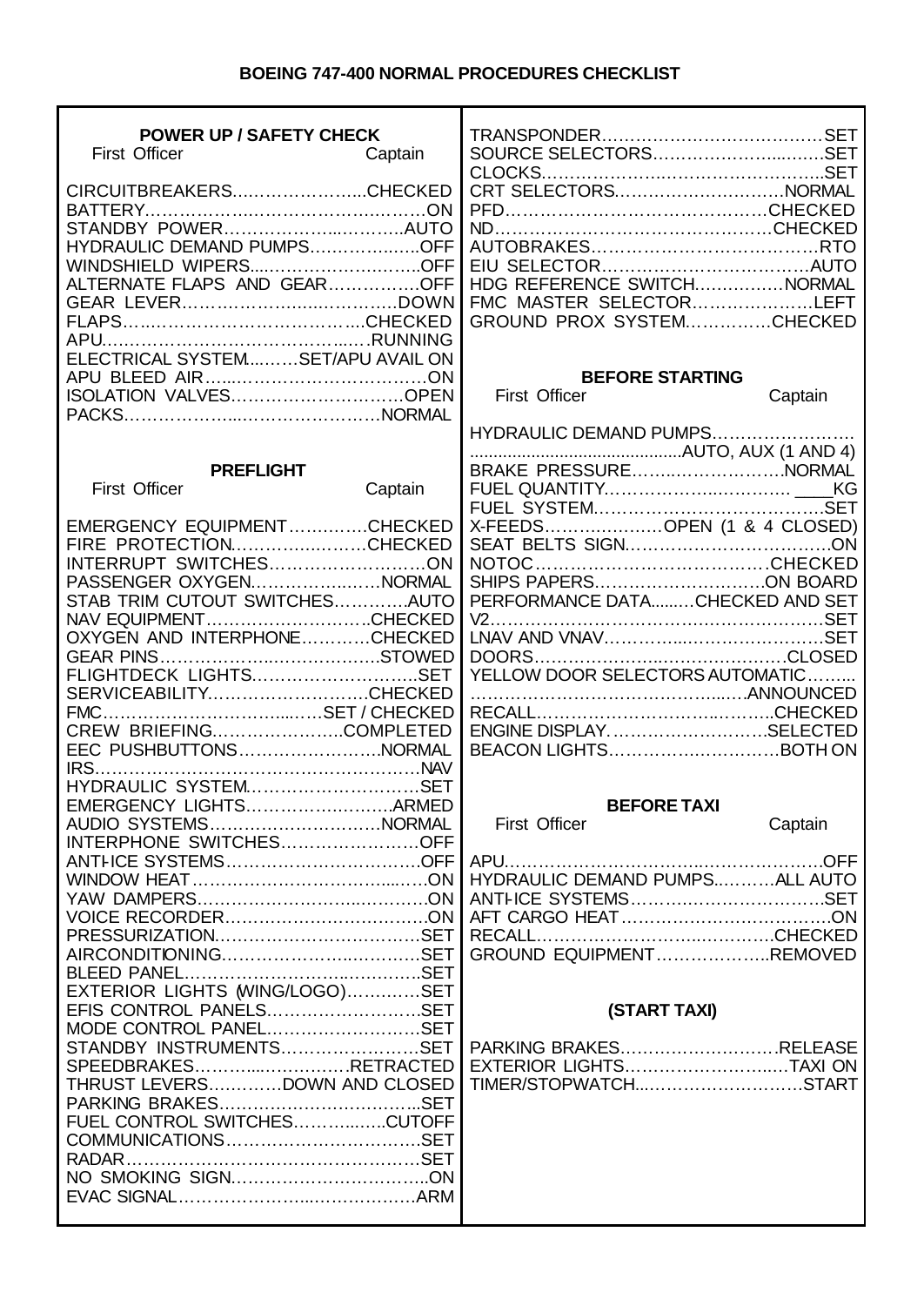# BOEING 747-400 NORMAL PROCEDURES CHECKLIST

## POWER UP / SAFETY CHECK

First Officer — Captain

- CIRCUITBREAKERS…………………..CHECKED
- BATTERY………………………………………ON
- STANDBY POWER……………………….AUTO
- HYDRAULIC DEMAND PUMPS………………OFF
- WINDSHIELD WIPERS……………………….OFF
- ALTERNATE FLAPS AND GEAR……………OFF
- GEAR LEVER……………………………..DOWN
- FLAPS……………………………………CHECKED
- APU…………………………………….RUNNING
- ELECTRICAL SYSTEM……..SET/APU AVAIL ON
- APU BLEED AIR………………………………ON
- ISOLATION VALVES………………………OPEN
- PACKS……………………………………NORMAL

## PREFLIGHT

First Officer — Captain

- EMERGENCY EQUIPMENT…………..CHECKED
- FIRE PROTECTION…………………..CHECKED
- INTERRUPT SWITCHES………………………ON
- PASSENGER OXYGEN…………………NORMAL
- STAB TRIM CUTOUT SWITCHES………….AUTO
- NAV EQUIPMENT……………………….CHECKED
- OXYGEN AND INTERPHONE…………CHECKED
- GEAR PINS……………………………….STOWED
- FLIGHTDECK LIGHTS……………………….SET
- SERVICEABILITY………………………CHECKED
- FMC…………………………………SET / CHECKED
- CREW BRIEFING…………………..COMPLETED
- EEC PUSHBUTTONS…………………….NORMAL
- IRS…………………………………………………NAV
- HYDRAULIC SYSTEM……………………….SET
- EMERGENCY LIGHTS……………………ARMED
- AUDIO SYSTEMS……………………….NORMAL
- INTERPHONE SWITCHES………………….OFF
- ANTI-ICE SYSTEMS………………………….OFF
- WINDOW HEAT…………………………………ON
- YAW DAMPERS…………………………………ON
- VOICE RECORDER…………………………….ON
- PRESSURIZATION……………………………SET
- AIRCONDITIONING……………………………SET
- BLEED PANEL…………………………………SET
- EXTERIOR LIGHTS (WING/LOGO)…………SET
- EFIS CONTROL PANELS…………………….SET
- MODE CONTROL PANEL…………………….SET
- STANDBY INSTRUMENTS……………………SET
- SPEEDBRAKES………………………RETRACTED
- THRUST LEVERS…………DOWN AND CLOSED
- PARKING BRAKES……………………………SET
- FUEL CONTROL SWITCHES…………...CUTOFF
- COMMUNICATIONS……………………………SET
- RADAR…………………………………………SET
- NO SMOKING SIGN……………………………ON
- EVAC SIGNAL……………………………………ARM
- TRANSPONDER…………………………………SET
- SOURCE SELECTORS…………………………SET
- CLOCKS…………………………………………..SET
- CRT SELECTORS…………………………NORMAL
- PFD………………………………………CHECKED
- ND…………………………………………CHECKED
- AUTOBRAKES……………………………………RTO
- EIU SELECTOR…………………………………AUTO
- HDG REFERENCE SWITCH……………NORMAL
- FMC MASTER SELECTOR………………….LEFT
- GROUND PROX SYSTEM……………CHECKED

## BEFORE STARTING

First Officer — Captain

- HYDRAULIC DEMAND PUMPS……………………...........................................AUTO, AUX (1 AND 4)
- BRAKE PRESSURE……………………….NORMAL
- FUEL QUANTITY………………………… ____KG
- FUEL SYSTEM……………………………………..SET
- X-FEEDS…………………OPEN (1 & 4 CLOSED)
- SEAT BELTS SIGN…………………………………ON
- NOTOC……………………………………CHECKED
- SHIPS PAPERS…………………………ON BOARD
- PERFORMANCE DATA.......CHECKED AND SET
- V2………………………………………………………SET
- LNAV AND VNAV………………………………….SET
- DOORS……………………………………….CLOSED
- YELLOW DOOR SELECTORS AUTOMATIC……………………………………………ANNOUNCED
- RECALL……………………………………CHECKED
- ENGINE DISPLAY……………………….SELECTED
- BEACON LIGHTS…………………………BOTH ON

## BEFORE TAXI

First Officer — Captain

- APU…………………………………………………OFF
- HYDRAULIC DEMAND PUMPS………..ALL AUTO
- ANTI-ICE SYSTEMS………………………………SET
- AFT CARGO HEAT…………………………………ON
- RECALL……………………………………CHECKED
- GROUND EQUIPMENT………………..REMOVED

## (START TAXI)

- PARKING BRAKES……………………….RELEASE
- EXTERIOR LIGHTS……………………….TAXI ON
- TIMER/STOPWATCH………………………….START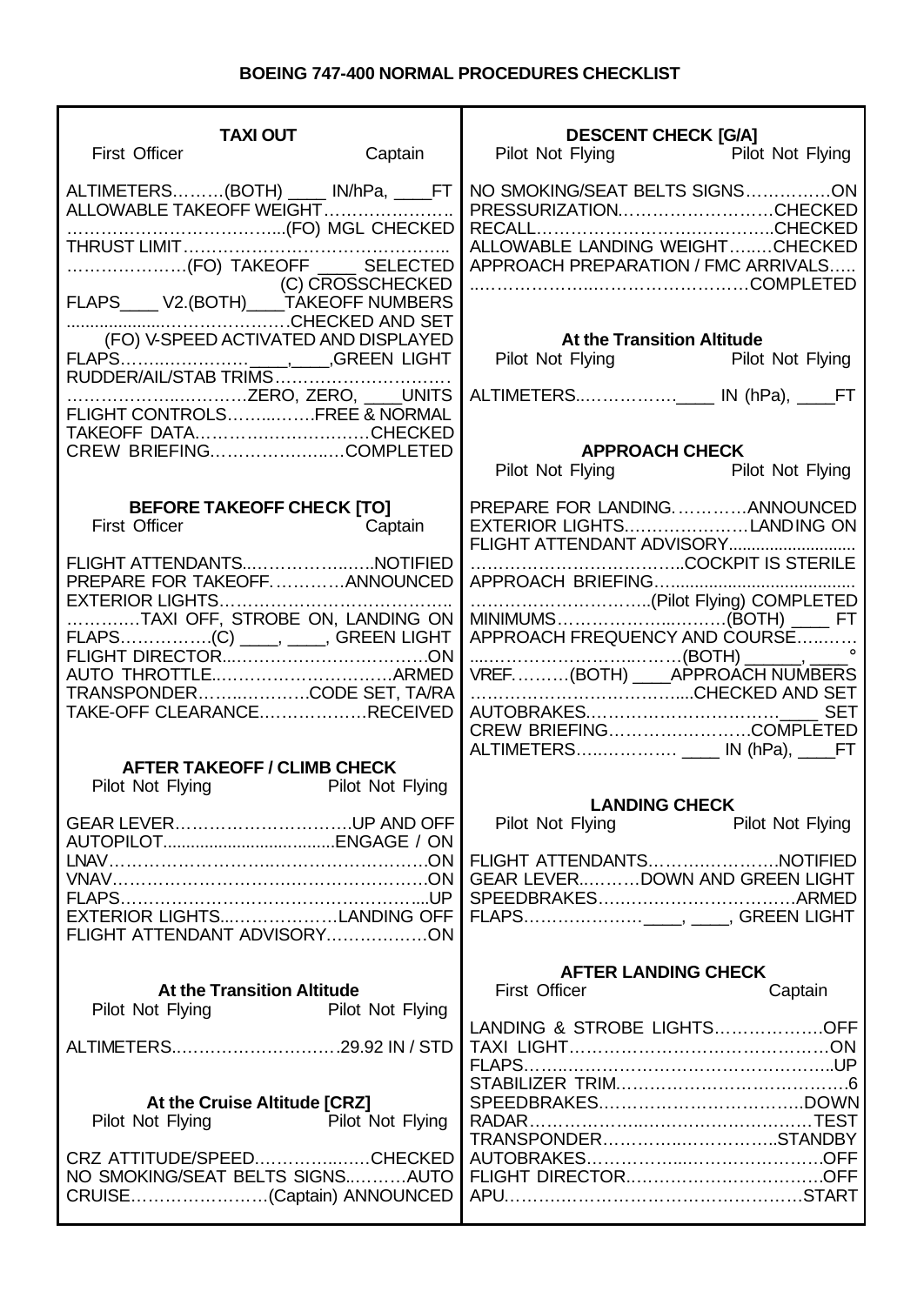# BOEING 747-400 NORMAL PROCEDURES CHECKLIST

## TAXI OUT

First Officer — Captain

ALTIMETERS………(BOTH) ____ IN/hPa, ____FT
ALLOWABLE TAKEOFF WEIGHT…………………
………………………………...(FO) MGL CHECKED
THRUST LIMIT……………………………………..
…………………(FO) TAKEOFF ____ SELECTED
(C) CROSSCHECKED
FLAPS____ V2.(BOTH)____TAKEOFF NUMBERS
......................…………………CHECKED AND SET
(FO) V-SPEED ACTIVATED AND DISPLAYED
FLAPS………………… ____,____,GREEN LIGHT
RUDDER/AIL/STAB TRIMS…………………………
………………..………ZERO, ZERO, ____UNITS
FLIGHT CONTROLS……..…….FREE & NORMAL
TAKEOFF DATA……………..…………CHECKED
CREW BRIEFING…………………..…COMPLETED

## BEFORE TAKEOFF CHECK [TO]

First Officer — Captain

FLIGHT ATTENDANTS...……………..…..NOTIFIED
PREPARE FOR TAKEOFF…………ANNOUNCED
EXTERIOR LIGHTS……………………………….
…………TAXI OFF, STROBE ON, LANDING ON
FLAPS…………….(C) ____, ____, GREEN LIGHT
FLIGHT DIRECTOR...……………………………ON
AUTO THROTTLE..…………………………ARMED
TRANSPONDER……..…………CODE SET, TA/RA
TAKE-OFF CLEARANCE………………RECEIVED

## AFTER TAKEOFF / CLIMB CHECK

Pilot Not Flying — Pilot Not Flying

GEAR LEVER…………………………UP AND OFF
AUTOPILOT....................................ENGAGE / ON
LNAV…………………………………………………ON
VNAV…………………………………………………ON
FLAPS……………………………………………...UP
EXTERIOR LIGHTS...………………LANDING OFF
FLIGHT ATTENDANT ADVISORY………………ON

## At the Transition Altitude

Pilot Not Flying — Pilot Not Flying

ALTIMETERS..………………………29.92 IN / STD

## At the Cruise Altitude [CRZ]

Pilot Not Flying — Pilot Not Flying

CRZ ATTITUDE/SPEED……………..……CHECKED
NO SMOKING/SEAT BELTS SIGNS..………AUTO
CRUISE……………………(Captain) ANNOUNCED

## DESCENT CHECK [G/A]

Pilot Not Flying — Pilot Not Flying

NO SMOKING/SEAT BELTS SIGNS…………….ON
PRESSURIZATION………………….……CHECKED
RECALL……………………………………..CHECKED
ALLOWABLE LANDING WEIGHT…..…CHECKED
APPROACH PREPARATION / FMC ARRIVALS…..
..…………………...…………………….COMPLETED

## At the Transition Altitude

Pilot Not Flying — Pilot Not Flying

ALTIMETERS..……………. ____ IN (hPa), ____FT

## APPROACH CHECK

Pilot Not Flying — Pilot Not Flying

PREPARE FOR LANDING………….ANNOUNCED
EXTERIOR LIGHTS………………….LANDING ON
FLIGHT ATTENDANT ADVISORY...........................
……….……………….…….…..COCKPIT IS STERILE
APPROACH BRIEFING….......................................
………………………..(Pilot Flying) COMPLETED
MINIMUMS…………………..………(BOTH) ____ FT
APPROACH FREQUENCY AND COURSE…..……
…...…………………..………(BOTH) ______, ____ °
VREF……….(BOTH) ____APPROACH NUMBERS
……………………………….....CHECKED AND SET
AUTOBRAKES……………………………____ SET
CREW BRIEFING……………………..COMPLETED
ALTIMETERS…..………… ____ IN (hPa), ____FT

## LANDING CHECK

Pilot Not Flying — Pilot Not Flying

FLIGHT ATTENDANTS…………..………..NOTIFIED
GEAR LEVER..………DOWN AND GREEN LIGHT
SPEEDBRAKES…………………………….ARMED
FLAPS………………… ____, ____, GREEN LIGHT

## AFTER LANDING CHECK

First Officer — Captain

LANDING & STROBE LIGHTS………………OFF
TAXI LIGHT……………………………………..…ON
FLAPS……..……………………………………..UP
STABILIZER TRIM.…………………………………6
SPEEDBRAKES……………………………..DOWN
RADAR……………..……………………….…TEST
TRANSPONDER…………..……………..STANDBY
AUTOBRAKES……………...…………………….OFF
FLIGHT DIRECTOR...…………………………..OFF
APU……………………………………………START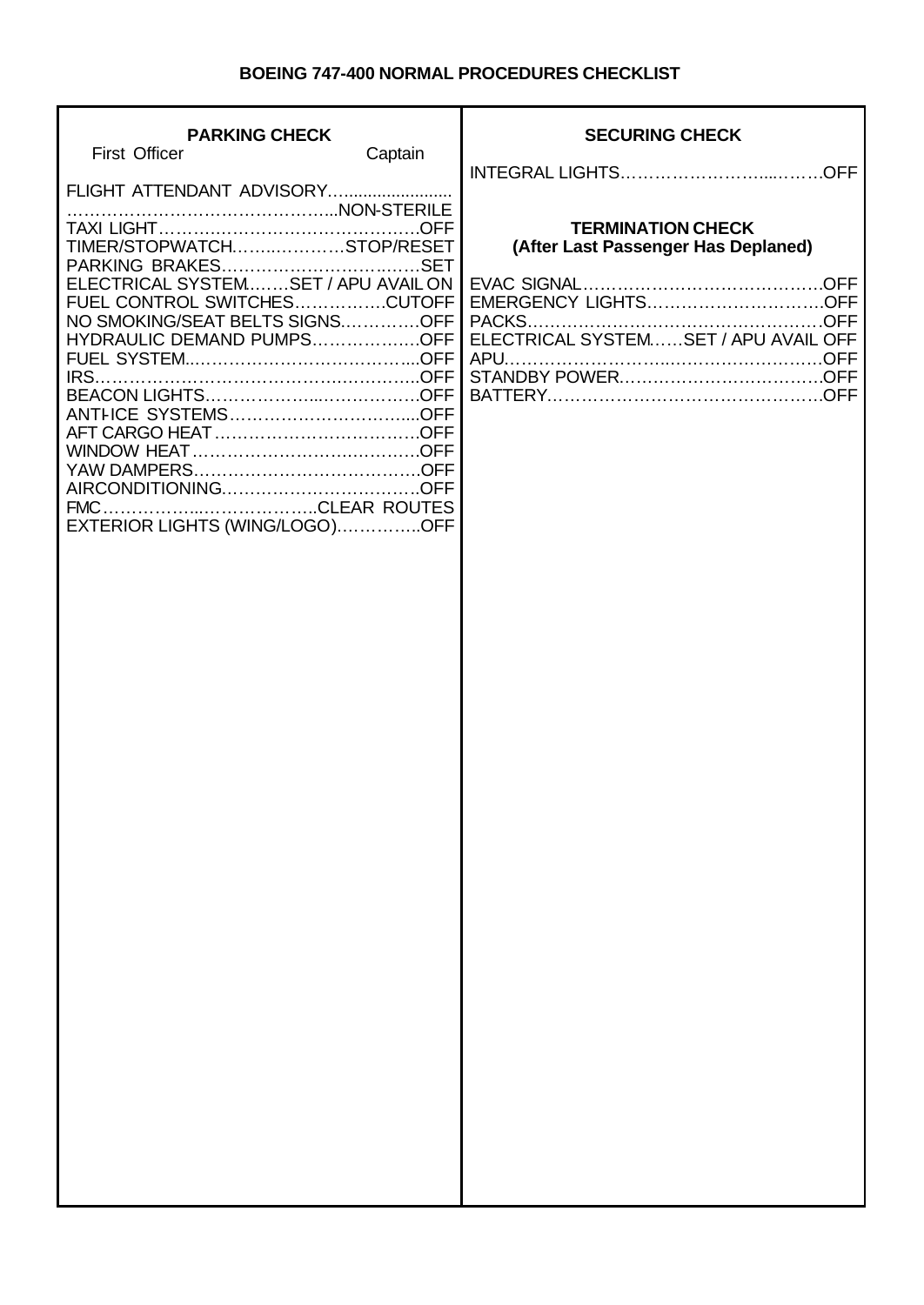# BOEING 747-400 NORMAL PROCEDURES CHECKLIST

## PARKING CHECK

First Officer Captain

FLIGHT ATTENDANT ADVISORY……………………………………..NON-STERILE
TAXI LIGHT……………………………………….OFF
TIMER/STOPWATCH………………STOP/RESET
PARKING BRAKES……………………………SET
ELECTRICAL SYSTEM…….SET / APU AVAIL ON
FUEL CONTROL SWITCHES…………….CUTOFF
NO SMOKING/SEAT BELTS SIGNS…………..OFF
HYDRAULIC DEMAND PUMPS……………….OFF
FUEL SYSTEM……………………………………OFF
IRS………………………………………………….OFF
BEACON LIGHTS………………………………..OFF
ANTI-ICE SYSTEMS……………………………...OFF
AFT CARGO HEAT……………………………….OFF
WINDOW HEAT…………………………………..OFF
YAW DAMPERS…………………………………..OFF
AIRCONDITIONING……………………………….OFF
FMC…………………………………CLEAR ROUTES
EXTERIOR LIGHTS (WING/LOGO)…………..OFF

## SECURING CHECK

INTEGRAL LIGHTS………………………………OFF

## TERMINATION CHECK (After Last Passenger Has Deplaned)

EVAC SIGNAL…………………………………….OFF
EMERGENCY LIGHTS…………………………..OFF
PACKS……………………………………………..OFF
ELECTRICAL SYSTEM……SET / APU AVAIL OFF
APU…………………………………………………OFF
STANDBY POWER……………………………….OFF
BATTERY…………………………………………..OFF